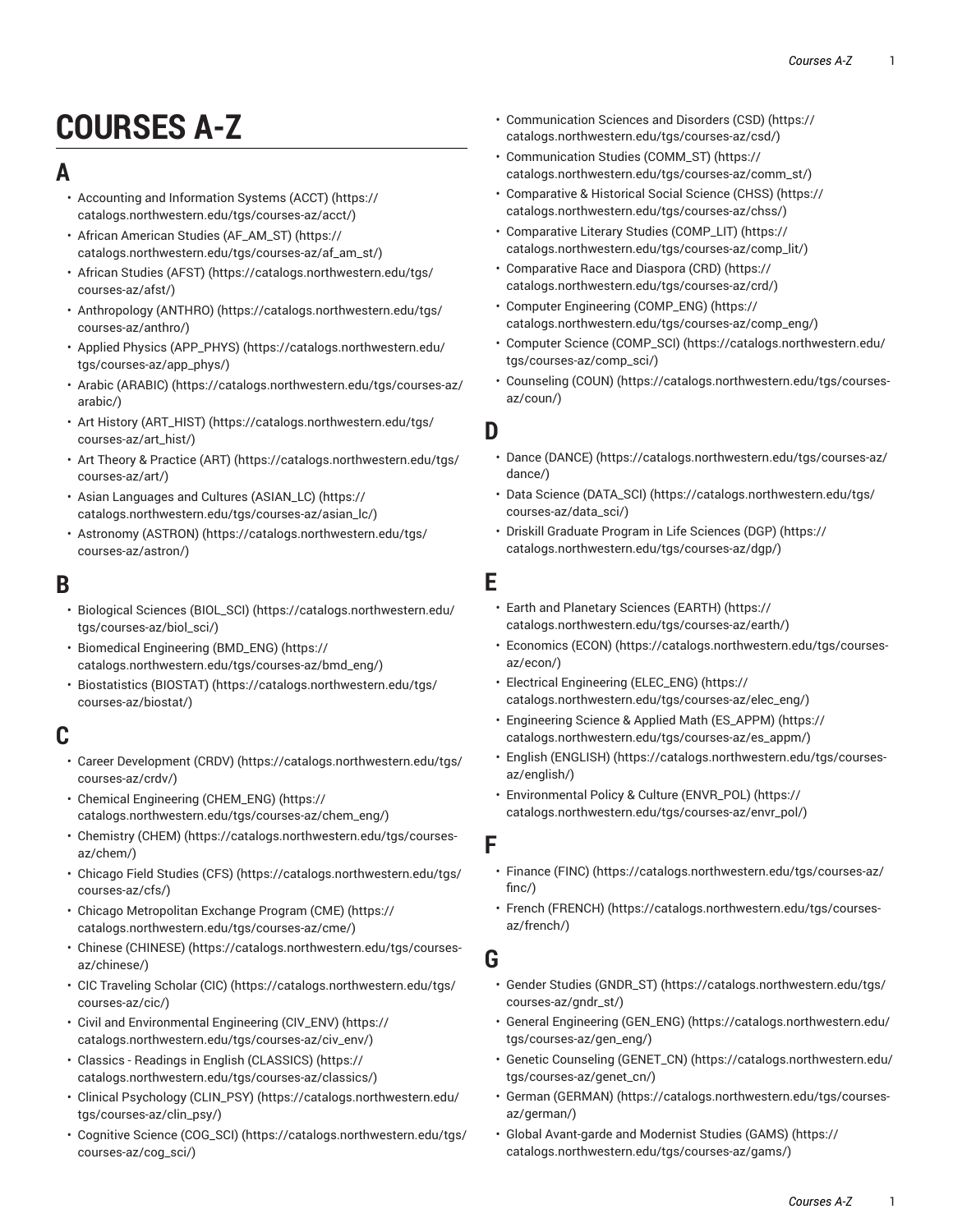# COURSES A-Z

## A

- Accounting and Information Systems (ACCT) (https://catalogs.northwestern.edu/tgs/courses-az/acct/)
- African American Studies (AF_AM_ST) (https://catalogs.northwestern.edu/tgs/courses-az/af_am_st/)
- African Studies (AFST) (https://catalogs.northwestern.edu/tgs/courses-az/afst/)
- Anthropology (ANTHRO) (https://catalogs.northwestern.edu/tgs/courses-az/anthro/)
- Applied Physics (APP_PHYS) (https://catalogs.northwestern.edu/tgs/courses-az/app_phys/)
- Arabic (ARABIC) (https://catalogs.northwestern.edu/tgs/courses-az/arabic/)
- Art History (ART_HIST) (https://catalogs.northwestern.edu/tgs/courses-az/art_hist/)
- Art Theory & Practice (ART) (https://catalogs.northwestern.edu/tgs/courses-az/art/)
- Asian Languages and Cultures (ASIAN_LC) (https://catalogs.northwestern.edu/tgs/courses-az/asian_lc/)
- Astronomy (ASTRON) (https://catalogs.northwestern.edu/tgs/courses-az/astron/)

## B

- Biological Sciences (BIOL_SCI) (https://catalogs.northwestern.edu/tgs/courses-az/biol_sci/)
- Biomedical Engineering (BMD_ENG) (https://catalogs.northwestern.edu/tgs/courses-az/bmd_eng/)
- Biostatistics (BIOSTAT) (https://catalogs.northwestern.edu/tgs/courses-az/biostat/)

## C

- Career Development (CRDV) (https://catalogs.northwestern.edu/tgs/courses-az/crdv/)
- Chemical Engineering (CHEM_ENG) (https://catalogs.northwestern.edu/tgs/courses-az/chem_eng/)
- Chemistry (CHEM) (https://catalogs.northwestern.edu/tgs/courses-az/chem/)
- Chicago Field Studies (CFS) (https://catalogs.northwestern.edu/tgs/courses-az/cfs/)
- Chicago Metropolitan Exchange Program (CME) (https://catalogs.northwestern.edu/tgs/courses-az/cme/)
- Chinese (CHINESE) (https://catalogs.northwestern.edu/tgs/courses-az/chinese/)
- CIC Traveling Scholar (CIC) (https://catalogs.northwestern.edu/tgs/courses-az/cic/)
- Civil and Environmental Engineering (CIV_ENV) (https://catalogs.northwestern.edu/tgs/courses-az/civ_env/)
- Classics - Readings in English (CLASSICS) (https://catalogs.northwestern.edu/tgs/courses-az/classics/)
- Clinical Psychology (CLIN_PSY) (https://catalogs.northwestern.edu/tgs/courses-az/clin_psy/)
- Cognitive Science (COG_SCI) (https://catalogs.northwestern.edu/tgs/courses-az/cog_sci/)
- Communication Sciences and Disorders (CSD) (https://catalogs.northwestern.edu/tgs/courses-az/csd/)
- Communication Studies (COMM_ST) (https://catalogs.northwestern.edu/tgs/courses-az/comm_st/)
- Comparative & Historical Social Science (CHSS) (https://catalogs.northwestern.edu/tgs/courses-az/chss/)
- Comparative Literary Studies (COMP_LIT) (https://catalogs.northwestern.edu/tgs/courses-az/comp_lit/)
- Comparative Race and Diaspora (CRD) (https://catalogs.northwestern.edu/tgs/courses-az/crd/)
- Computer Engineering (COMP_ENG) (https://catalogs.northwestern.edu/tgs/courses-az/comp_eng/)
- Computer Science (COMP_SCI) (https://catalogs.northwestern.edu/tgs/courses-az/comp_sci/)
- Counseling (COUN) (https://catalogs.northwestern.edu/tgs/courses-az/coun/)

## D

- Dance (DANCE) (https://catalogs.northwestern.edu/tgs/courses-az/dance/)
- Data Science (DATA_SCI) (https://catalogs.northwestern.edu/tgs/courses-az/data_sci/)
- Driskill Graduate Program in Life Sciences (DGP) (https://catalogs.northwestern.edu/tgs/courses-az/dgp/)

## E

- Earth and Planetary Sciences (EARTH) (https://catalogs.northwestern.edu/tgs/courses-az/earth/)
- Economics (ECON) (https://catalogs.northwestern.edu/tgs/courses-az/econ/)
- Electrical Engineering (ELEC_ENG) (https://catalogs.northwestern.edu/tgs/courses-az/elec_eng/)
- Engineering Science & Applied Math (ES_APPM) (https://catalogs.northwestern.edu/tgs/courses-az/es_appm/)
- English (ENGLISH) (https://catalogs.northwestern.edu/tgs/courses-az/english/)
- Environmental Policy & Culture (ENVR_POL) (https://catalogs.northwestern.edu/tgs/courses-az/envr_pol/)

## F

- Finance (FINC) (https://catalogs.northwestern.edu/tgs/courses-az/finc/)
- French (FRENCH) (https://catalogs.northwestern.edu/tgs/courses-az/french/)

## G

- Gender Studies (GNDR_ST) (https://catalogs.northwestern.edu/tgs/courses-az/gndr_st/)
- General Engineering (GEN_ENG) (https://catalogs.northwestern.edu/tgs/courses-az/gen_eng/)
- Genetic Counseling (GENET_CN) (https://catalogs.northwestern.edu/tgs/courses-az/genet_cn/)
- German (GERMAN) (https://catalogs.northwestern.edu/tgs/courses-az/german/)
- Global Avant-garde and Modernist Studies (GAMS) (https://catalogs.northwestern.edu/tgs/courses-az/gams/)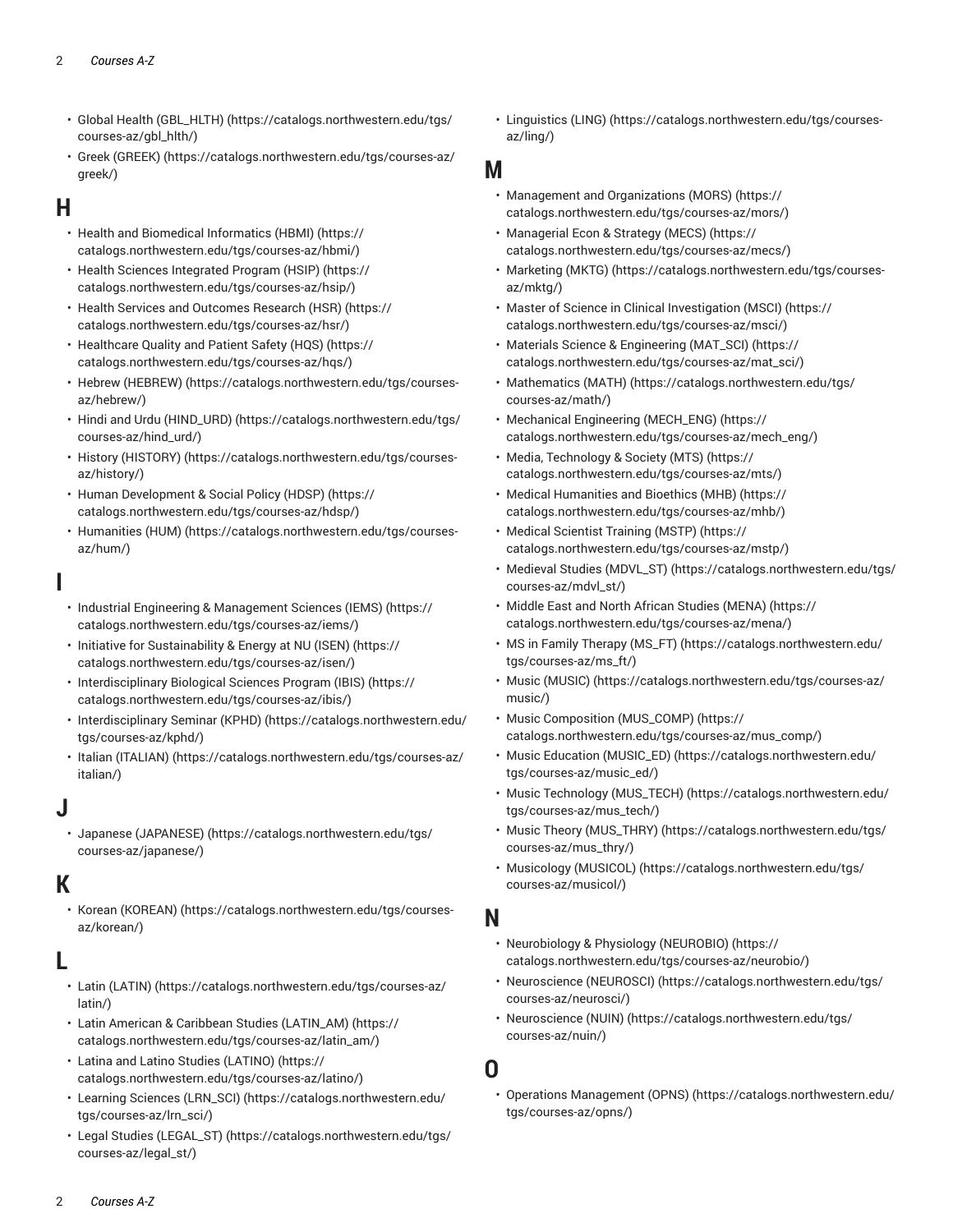- Global Health (GBL_HLTH) (https://catalogs.northwestern.edu/tgs/courses-az/gbl_hlth/)
- Greek (GREEK) (https://catalogs.northwestern.edu/tgs/courses-az/greek/)

## H

- Health and Biomedical Informatics (HBMI) (https://catalogs.northwestern.edu/tgs/courses-az/hbmi/)
- Health Sciences Integrated Program (HSIP) (https://catalogs.northwestern.edu/tgs/courses-az/hsip/)
- Health Services and Outcomes Research (HSR) (https://catalogs.northwestern.edu/tgs/courses-az/hsr/)
- Healthcare Quality and Patient Safety (HQS) (https://catalogs.northwestern.edu/tgs/courses-az/hqs/)
- Hebrew (HEBREW) (https://catalogs.northwestern.edu/tgs/courses-az/hebrew/)
- Hindi and Urdu (HIND_URD) (https://catalogs.northwestern.edu/tgs/courses-az/hind_urd/)
- History (HISTORY) (https://catalogs.northwestern.edu/tgs/courses-az/history/)
- Human Development & Social Policy (HDSP) (https://catalogs.northwestern.edu/tgs/courses-az/hdsp/)
- Humanities (HUM) (https://catalogs.northwestern.edu/tgs/courses-az/hum/)

## I

- Industrial Engineering & Management Sciences (IEMS) (https://catalogs.northwestern.edu/tgs/courses-az/iems/)
- Initiative for Sustainability & Energy at NU (ISEN) (https://catalogs.northwestern.edu/tgs/courses-az/isen/)
- Interdisciplinary Biological Sciences Program (IBIS) (https://catalogs.northwestern.edu/tgs/courses-az/ibis/)
- Interdisciplinary Seminar (KPHD) (https://catalogs.northwestern.edu/tgs/courses-az/kphd/)
- Italian (ITALIAN) (https://catalogs.northwestern.edu/tgs/courses-az/italian/)

## J

- Japanese (JAPANESE) (https://catalogs.northwestern.edu/tgs/courses-az/japanese/)

## K

- Korean (KOREAN) (https://catalogs.northwestern.edu/tgs/courses-az/korean/)

## L

- Latin (LATIN) (https://catalogs.northwestern.edu/tgs/courses-az/latin/)
- Latin American & Caribbean Studies (LATIN_AM) (https://catalogs.northwestern.edu/tgs/courses-az/latin_am/)
- Latina and Latino Studies (LATINO) (https://catalogs.northwestern.edu/tgs/courses-az/latino/)
- Learning Sciences (LRN_SCI) (https://catalogs.northwestern.edu/tgs/courses-az/lrn_sci/)
- Legal Studies (LEGAL_ST) (https://catalogs.northwestern.edu/tgs/courses-az/legal_st/)
- Linguistics (LING) (https://catalogs.northwestern.edu/tgs/courses-az/ling/)

## M

- Management and Organizations (MORS) (https://catalogs.northwestern.edu/tgs/courses-az/mors/)
- Managerial Econ & Strategy (MECS) (https://catalogs.northwestern.edu/tgs/courses-az/mecs/)
- Marketing (MKTG) (https://catalogs.northwestern.edu/tgs/courses-az/mktg/)
- Master of Science in Clinical Investigation (MSCI) (https://catalogs.northwestern.edu/tgs/courses-az/msci/)
- Materials Science & Engineering (MAT_SCI) (https://catalogs.northwestern.edu/tgs/courses-az/mat_sci/)
- Mathematics (MATH) (https://catalogs.northwestern.edu/tgs/courses-az/math/)
- Mechanical Engineering (MECH_ENG) (https://catalogs.northwestern.edu/tgs/courses-az/mech_eng/)
- Media, Technology & Society (MTS) (https://catalogs.northwestern.edu/tgs/courses-az/mts/)
- Medical Humanities and Bioethics (MHB) (https://catalogs.northwestern.edu/tgs/courses-az/mhb/)
- Medical Scientist Training (MSTP) (https://catalogs.northwestern.edu/tgs/courses-az/mstp/)
- Medieval Studies (MDVL_ST) (https://catalogs.northwestern.edu/tgs/courses-az/mdvl_st/)
- Middle East and North African Studies (MENA) (https://catalogs.northwestern.edu/tgs/courses-az/mena/)
- MS in Family Therapy (MS_FT) (https://catalogs.northwestern.edu/tgs/courses-az/ms_ft/)
- Music (MUSIC) (https://catalogs.northwestern.edu/tgs/courses-az/music/)
- Music Composition (MUS_COMP) (https://catalogs.northwestern.edu/tgs/courses-az/mus_comp/)
- Music Education (MUSIC_ED) (https://catalogs.northwestern.edu/tgs/courses-az/music_ed/)
- Music Technology (MUS_TECH) (https://catalogs.northwestern.edu/tgs/courses-az/mus_tech/)
- Music Theory (MUS_THRY) (https://catalogs.northwestern.edu/tgs/courses-az/mus_thry/)
- Musicology (MUSICOL) (https://catalogs.northwestern.edu/tgs/courses-az/musicol/)

## N

- Neurobiology & Physiology (NEUROBIO) (https://catalogs.northwestern.edu/tgs/courses-az/neurobio/)
- Neuroscience (NEUROSCI) (https://catalogs.northwestern.edu/tgs/courses-az/neurosci/)
- Neuroscience (NUIN) (https://catalogs.northwestern.edu/tgs/courses-az/nuin/)

## O

- Operations Management (OPNS) (https://catalogs.northwestern.edu/tgs/courses-az/opns/)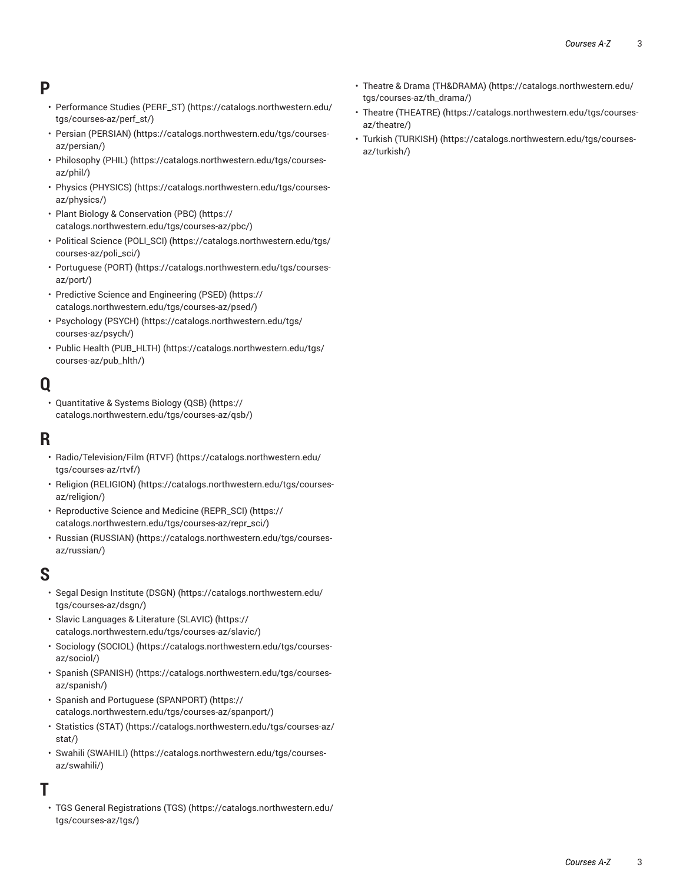## P

- Performance Studies (PERF_ST) (https://catalogs.northwestern.edu/tgs/courses-az/perf_st/)
- Persian (PERSIAN) (https://catalogs.northwestern.edu/tgs/courses-az/persian/)
- Philosophy (PHIL) (https://catalogs.northwestern.edu/tgs/courses-az/phil/)
- Physics (PHYSICS) (https://catalogs.northwestern.edu/tgs/courses-az/physics/)
- Plant Biology & Conservation (PBC) (https://catalogs.northwestern.edu/tgs/courses-az/pbc/)
- Political Science (POLI_SCI) (https://catalogs.northwestern.edu/tgs/courses-az/poli_sci/)
- Portuguese (PORT) (https://catalogs.northwestern.edu/tgs/courses-az/port/)
- Predictive Science and Engineering (PSED) (https://catalogs.northwestern.edu/tgs/courses-az/psed/)
- Psychology (PSYCH) (https://catalogs.northwestern.edu/tgs/courses-az/psych/)
- Public Health (PUB_HLTH) (https://catalogs.northwestern.edu/tgs/courses-az/pub_hlth/)

## Q

- Quantitative & Systems Biology (QSB) (https://catalogs.northwestern.edu/tgs/courses-az/qsb/)

## R

- Radio/Television/Film (RTVF) (https://catalogs.northwestern.edu/tgs/courses-az/rtvf/)
- Religion (RELIGION) (https://catalogs.northwestern.edu/tgs/courses-az/religion/)
- Reproductive Science and Medicine (REPR_SCI) (https://catalogs.northwestern.edu/tgs/courses-az/repr_sci/)
- Russian (RUSSIAN) (https://catalogs.northwestern.edu/tgs/courses-az/russian/)

## S

- Segal Design Institute (DSGN) (https://catalogs.northwestern.edu/tgs/courses-az/dsgn/)
- Slavic Languages & Literature (SLAVIC) (https://catalogs.northwestern.edu/tgs/courses-az/slavic/)
- Sociology (SOCIOL) (https://catalogs.northwestern.edu/tgs/courses-az/sociol/)
- Spanish (SPANISH) (https://catalogs.northwestern.edu/tgs/courses-az/spanish/)
- Spanish and Portuguese (SPANPORT) (https://catalogs.northwestern.edu/tgs/courses-az/spanport/)
- Statistics (STAT) (https://catalogs.northwestern.edu/tgs/courses-az/stat/)
- Swahili (SWAHILI) (https://catalogs.northwestern.edu/tgs/courses-az/swahili/)

## T

- TGS General Registrations (TGS) (https://catalogs.northwestern.edu/tgs/courses-az/tgs/)
- Theatre & Drama (TH&DRAMA) (https://catalogs.northwestern.edu/tgs/courses-az/th_drama/)
- Theatre (THEATRE) (https://catalogs.northwestern.edu/tgs/courses-az/theatre/)
- Turkish (TURKISH) (https://catalogs.northwestern.edu/tgs/courses-az/turkish/)